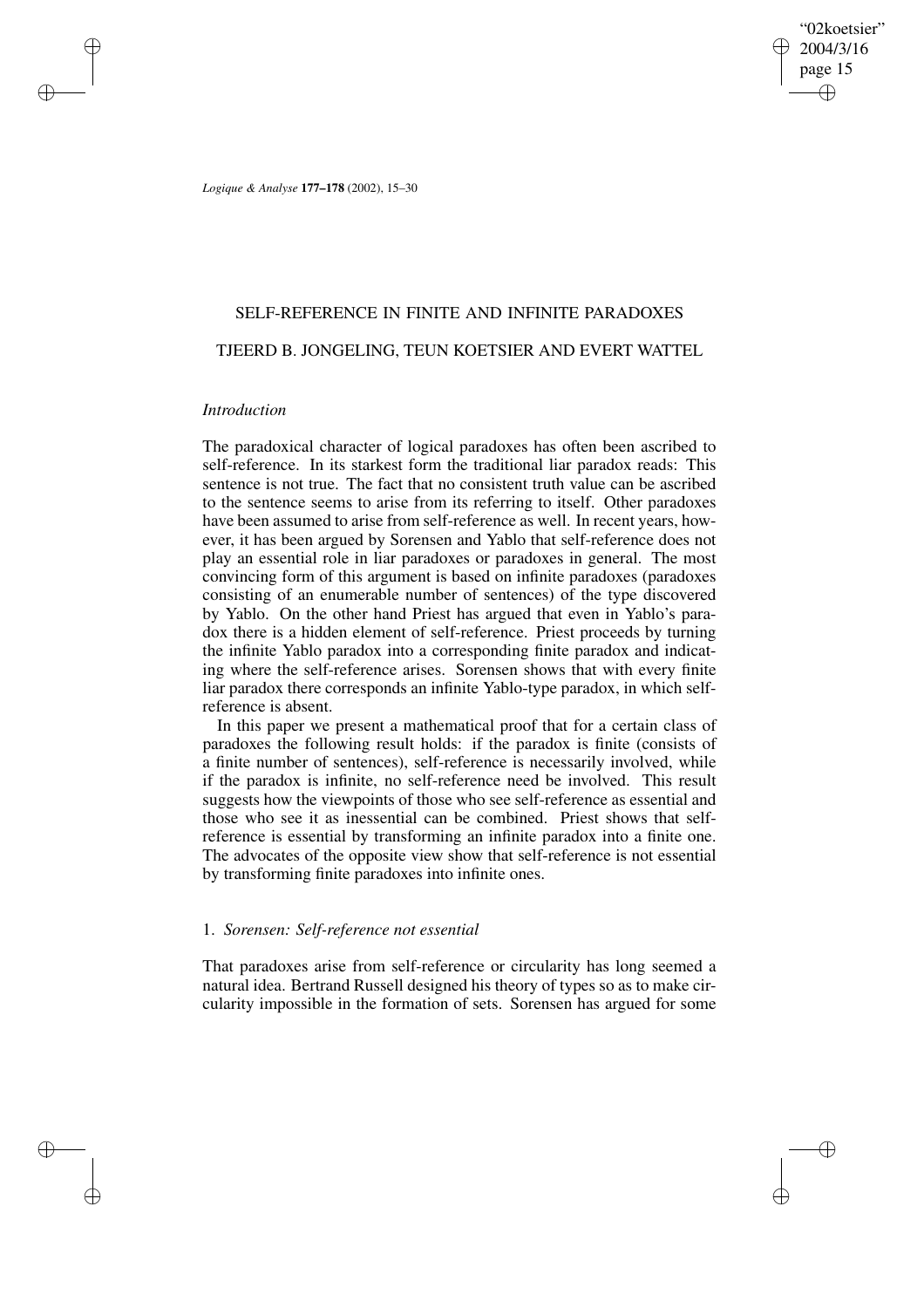# SELF-REFERENCE IN FINITE AND INFINITE PARADOXES

## TJEERD B. JONGELING, TEUN KOETSIER AND EVERT WATTEL

### *Introduction*

The paradoxical character of logical paradoxes has often been ascribed to self-reference. In its starkest form the traditional liar paradox reads: This sentence is not true. The fact that no consistent truth value can be ascribed to the sentence seems to arise from its referring to itself. Other paradoxes have been assumed to arise from self-reference as well. In recent years, however, it has been argued by Sorensen and Yablo that self-reference does not play an essential role in liar paradoxes or paradoxes in general. The most convincing form of this argument is based on infinite paradoxes (paradoxes consisting of an enumerable number of sentences) of the type discovered by Yablo. On the other hand Priest has argued that even in Yablo's paradox there is a hidden element of self-reference. Priest proceeds by turning the infinite Yablo paradox into a corresponding finite paradox and indicating where the self-reference arises. Sorensen shows that with every finite liar paradox there corresponds an infinite Yablo-type paradox, in which self-reference is absent.

In this paper we present a mathematical proof that for a certain class of paradoxes the following result holds: if the paradox is finite (consists of a finite number of sentences), self-reference is necessarily involved, while if the paradox is infinite, no self-reference need be involved. This result suggests how the viewpoints of those who see self-reference as essential and those who see it as inessential can be combined. Priest shows that self-reference is essential by transforming an infinite paradox into a finite one. The advocates of the opposite view show that self-reference is not essential by transforming finite paradoxes into infinite ones.

### 1. *Sorensen: Self-reference not essential*

That paradoxes arise from self-reference or circularity has long seemed a natural idea. Bertrand Russell designed his theory of types so as to make circularity impossible in the formation of sets. Sorensen has argued for some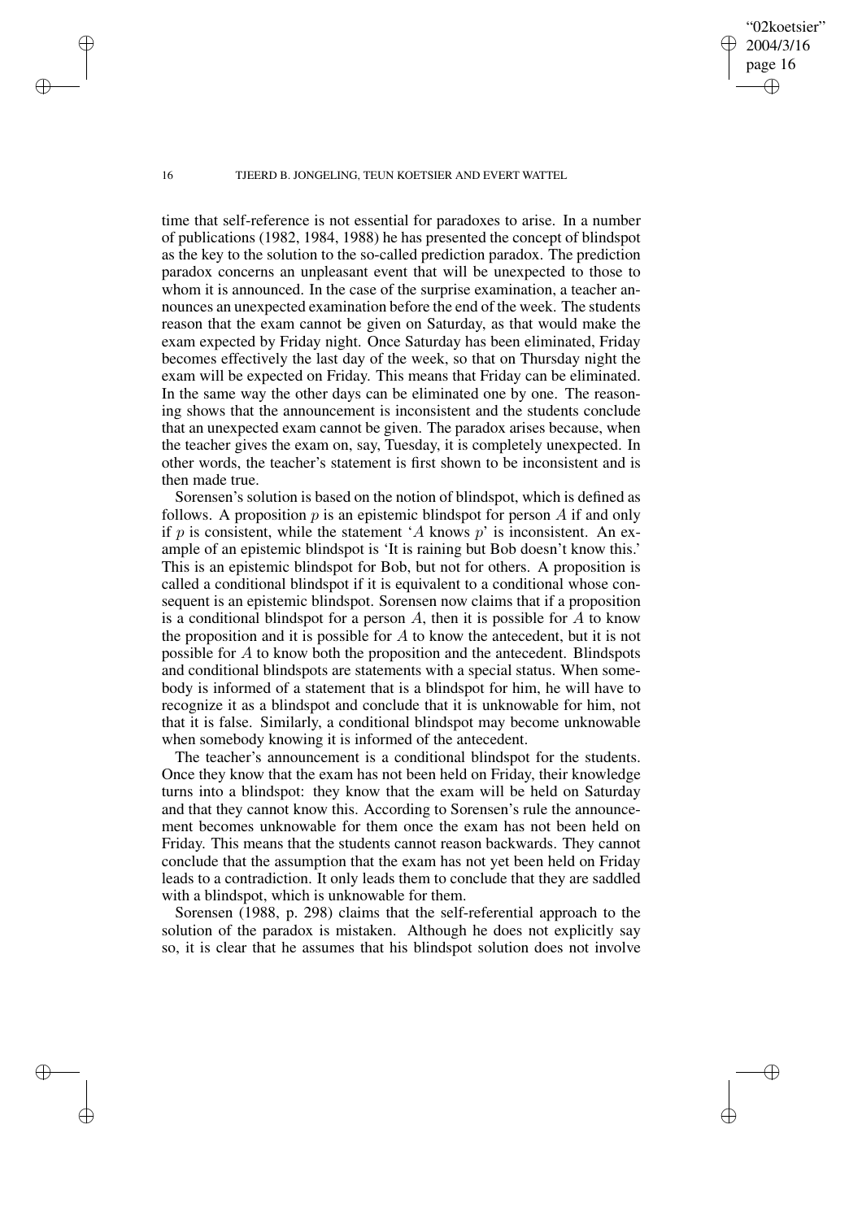time that self-reference is not essential for paradoxes to arise. In a number of publications (1982, 1984, 1988) he has presented the concept of blindspot as the key to the solution to the so-called prediction paradox. The prediction paradox concerns an unpleasant event that will be unexpected to those to whom it is announced. In the case of the surprise examination, a teacher announces an unexpected examination before the end of the week. The students reason that the exam cannot be given on Saturday, as that would make the exam expected by Friday night. Once Saturday has been eliminated, Friday becomes effectively the last day of the week, so that on Thursday night the exam will be expected on Friday. This means that Friday can be eliminated. In the same way the other days can be eliminated one by one. The reasoning shows that the announcement is inconsistent and the students conclude that an unexpected exam cannot be given. The paradox arises because, when the teacher gives the exam on, say, Tuesday, it is completely unexpected. In other words, the teacher's statement is first shown to be inconsistent and is then made true.

Sorensen's solution is based on the notion of blindspot, which is defined as follows. A proposition $p$ is an epistemic blindspot for person $A$ if and only if $p$ is consistent, while the statement '$A$ knows $p$' is inconsistent. An example of an epistemic blindspot is 'It is raining but Bob doesn't know this.' This is an epistemic blindspot for Bob, but not for others. A proposition is called a conditional blindspot if it is equivalent to a conditional whose consequent is an epistemic blindspot. Sorensen now claims that if a proposition is a conditional blindspot for a person $A$, then it is possible for $A$ to know the proposition and it is possible for $A$ to know the antecedent, but it is not possible for $A$ to know both the proposition and the antecedent. Blindspots and conditional blindspots are statements with a special status. When somebody is informed of a statement that is a blindspot for him, he will have to recognize it as a blindspot and conclude that it is unknowable for him, not that it is false. Similarly, a conditional blindspot may become unknowable when somebody knowing it is informed of the antecedent.

The teacher's announcement is a conditional blindspot for the students. Once they know that the exam has not been held on Friday, their knowledge turns into a blindspot: they know that the exam will be held on Saturday and that they cannot know this. According to Sorensen's rule the announcement becomes unknowable for them once the exam has not been held on Friday. This means that the students cannot reason backwards. They cannot conclude that the assumption that the exam has not yet been held on Friday leads to a contradiction. It only leads them to conclude that they are saddled with a blindspot, which is unknowable for them.

Sorensen (1988, p. 298) claims that the self-referential approach to the solution of the paradox is mistaken. Although he does not explicitly say so, it is clear that he assumes that his blindspot solution does not involve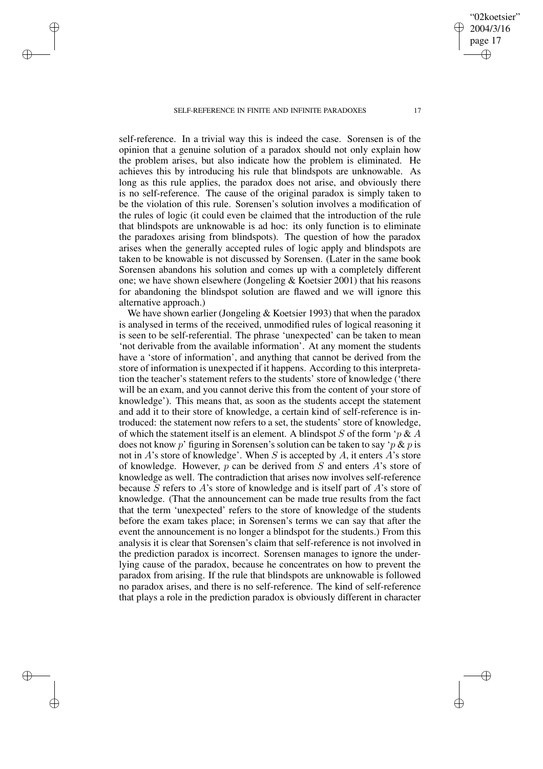self-reference. In a trivial way this is indeed the case. Sorensen is of the opinion that a genuine solution of a paradox should not only explain how the problem arises, but also indicate how the problem is eliminated. He achieves this by introducing his rule that blindspots are unknowable. As long as this rule applies, the paradox does not arise, and obviously there is no self-reference. The cause of the original paradox is simply taken to be the violation of this rule. Sorensen's solution involves a modification of the rules of logic (it could even be claimed that the introduction of the rule that blindspots are unknowable is ad hoc: its only function is to eliminate the paradoxes arising from blindspots). The question of how the paradox arises when the generally accepted rules of logic apply and blindspots are taken to be knowable is not discussed by Sorensen. (Later in the same book Sorensen abandons his solution and comes up with a completely different one; we have shown elsewhere (Jongeling & Koetsier 2001) that his reasons for abandoning the blindspot solution are flawed and we will ignore this alternative approach.)

We have shown earlier (Jongeling & Koetsier 1993) that when the paradox is analysed in terms of the received, unmodified rules of logical reasoning it is seen to be self-referential. The phrase 'unexpected' can be taken to mean 'not derivable from the available information'. At any moment the students have a 'store of information', and anything that cannot be derived from the store of information is unexpected if it happens. According to this interpretation the teacher's statement refers to the students' store of knowledge ('there will be an exam, and you cannot derive this from the content of your store of knowledge'). This means that, as soon as the students accept the statement and add it to their store of knowledge, a certain kind of self-reference is introduced: the statement now refers to a set, the students' store of knowledge, of which the statement itself is an element. A blindspot $S$ of the form '$p$ & $A$ does not know $p$' figuring in Sorensen's solution can be taken to say '$p$ & $p$ is not in $A$'s store of knowledge'. When $S$ is accepted by $A$, it enters $A$'s store of knowledge. However, $p$ can be derived from $S$ and enters $A$'s store of knowledge as well. The contradiction that arises now involves self-reference because $S$ refers to $A$'s store of knowledge and is itself part of $A$'s store of knowledge. (That the announcement can be made true results from the fact that the term 'unexpected' refers to the store of knowledge of the students before the exam takes place; in Sorensen's terms we can say that after the event the announcement is no longer a blindspot for the students.) From this analysis it is clear that Sorensen's claim that self-reference is not involved in the prediction paradox is incorrect. Sorensen manages to ignore the underlying cause of the paradox, because he concentrates on how to prevent the paradox from arising. If the rule that blindspots are unknowable is followed no paradox arises, and there is no self-reference. The kind of self-reference that plays a role in the prediction paradox is obviously different in character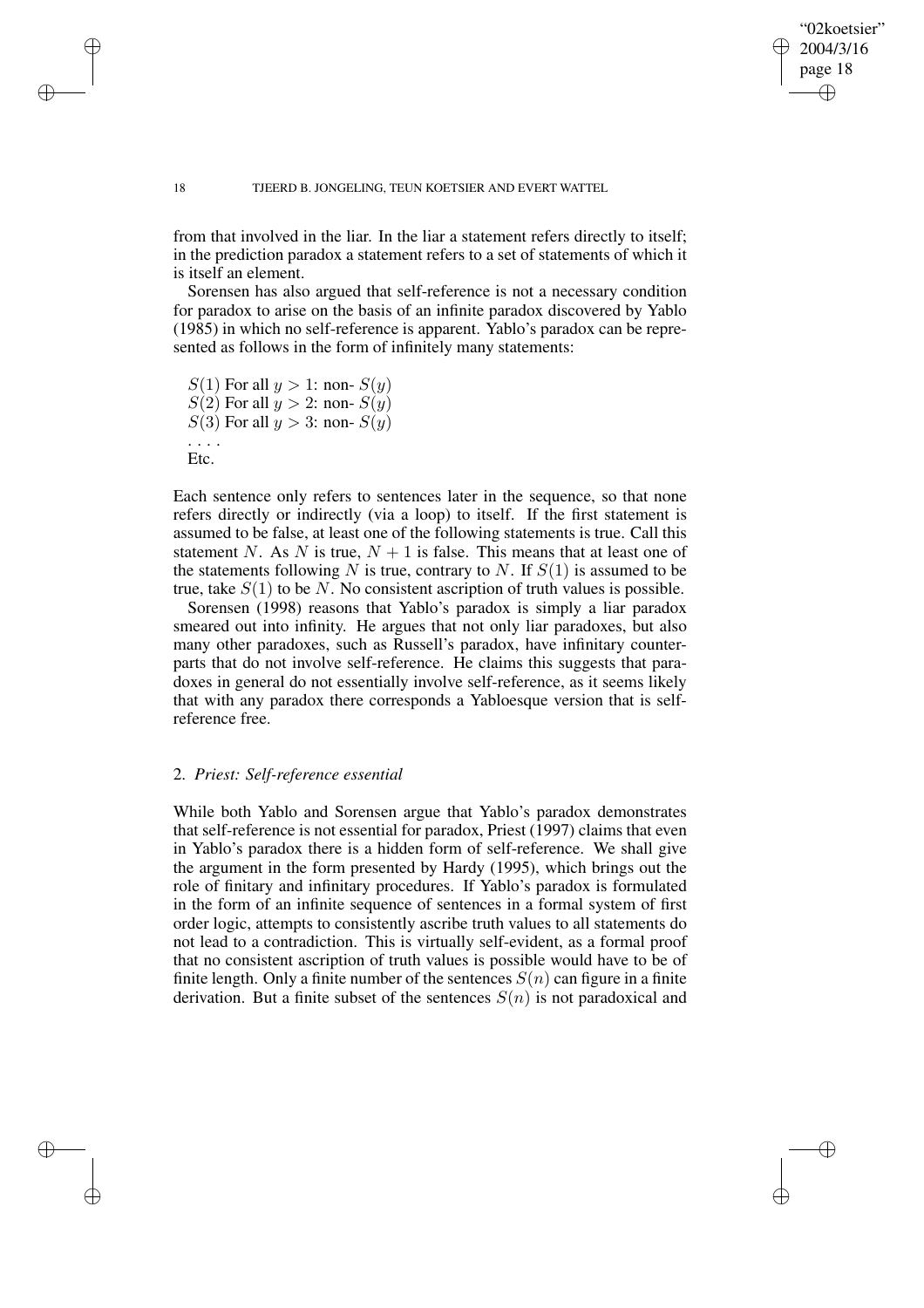from that involved in the liar. In the liar a statement refers directly to itself; in the prediction paradox a statement refers to a set of statements of which it is itself an element.

Sorensen has also argued that self-reference is not a necessary condition for paradox to arise on the basis of an infinite paradox discovered by Yablo (1985) in which no self-reference is apparent. Yablo's paradox can be represented as follows in the form of infinitely many statements:

$S(1)$ For all $y > 1$: non- $S(y)$
$S(2)$ For all $y > 2$: non- $S(y)$
$S(3)$ For all $y > 3$: non- $S(y)$
. . . .
Etc.

Each sentence only refers to sentences later in the sequence, so that none refers directly or indirectly (via a loop) to itself. If the first statement is assumed to be false, at least one of the following statements is true. Call this statement $N$. As $N$ is true, $N + 1$ is false. This means that at least one of the statements following $N$ is true, contrary to $N$. If $S(1)$ is assumed to be true, take $S(1)$ to be $N$. No consistent ascription of truth values is possible.

Sorensen (1998) reasons that Yablo's paradox is simply a liar paradox smeared out into infinity. He argues that not only liar paradoxes, but also many other paradoxes, such as Russell's paradox, have infinitary counterparts that do not involve self-reference. He claims this suggests that paradoxes in general do not essentially involve self-reference, as it seems likely that with any paradox there corresponds a Yabloesque version that is self-reference free.

## 2. *Priest: Self-reference essential*

While both Yablo and Sorensen argue that Yablo's paradox demonstrates that self-reference is not essential for paradox, Priest (1997) claims that even in Yablo's paradox there is a hidden form of self-reference. We shall give the argument in the form presented by Hardy (1995), which brings out the role of finitary and infinitary procedures. If Yablo's paradox is formulated in the form of an infinite sequence of sentences in a formal system of first order logic, attempts to consistently ascribe truth values to all statements do not lead to a contradiction. This is virtually self-evident, as a formal proof that no consistent ascription of truth values is possible would have to be of finite length. Only a finite number of the sentences $S(n)$ can figure in a finite derivation. But a finite subset of the sentences $S(n)$ is not paradoxical and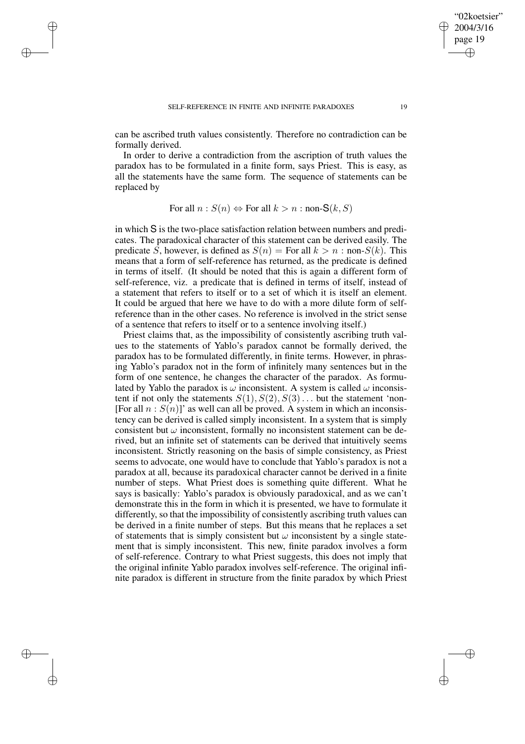can be ascribed truth values consistently. Therefore no contradiction can be formally derived.

In order to derive a contradiction from the ascription of truth values the paradox has to be formulated in a finite form, says Priest. This is easy, as all the statements have the same form. The sequence of statements can be replaced by

$$\text{For all } n : S(n) \Leftrightarrow \text{For all } k > n : \text{non-}\mathsf{S}(k, S)$$

in which $\mathsf{S}$ is the two-place satisfaction relation between numbers and predicates. The paradoxical character of this statement can be derived easily. The predicate $S$, however, is defined as $S(n) = \text{For all } k > n : \text{non-}S(k)$. This means that a form of self-reference has returned, as the predicate is defined in terms of itself. (It should be noted that this is again a different form of self-reference, viz. a predicate that is defined in terms of itself, instead of a statement that refers to itself or to a set of which it is itself an element. It could be argued that here we have to do with a more dilute form of self-reference than in the other cases. No reference is involved in the strict sense of a sentence that refers to itself or to a sentence involving itself.)

Priest claims that, as the impossibility of consistently ascribing truth values to the statements of Yablo's paradox cannot be formally derived, the paradox has to be formulated differently, in finite terms. However, in phrasing Yablo's paradox not in the form of infinitely many sentences but in the form of one sentence, he changes the character of the paradox. As formulated by Yablo the paradox is $\omega$ inconsistent. A system is called $\omega$ inconsistent if not only the statements $S(1), S(2), S(3) \ldots$ but the statement 'non-[For all $n : S(n)$]' as well can all be proved. A system in which an inconsistency can be derived is called simply inconsistent. In a system that is simply consistent but $\omega$ inconsistent, formally no inconsistent statement can be derived, but an infinite set of statements can be derived that intuitively seems inconsistent. Strictly reasoning on the basis of simple consistency, as Priest seems to advocate, one would have to conclude that Yablo's paradox is not a paradox at all, because its paradoxical character cannot be derived in a finite number of steps. What Priest does is something quite different. What he says is basically: Yablo's paradox is obviously paradoxical, and as we can't demonstrate this in the form in which it is presented, we have to formulate it differently, so that the impossibility of consistently ascribing truth values can be derived in a finite number of steps. But this means that he replaces a set of statements that is simply consistent but $\omega$ inconsistent by a single statement that is simply inconsistent. This new, finite paradox involves a form of self-reference. Contrary to what Priest suggests, this does not imply that the original infinite Yablo paradox involves self-reference. The original infinite paradox is different in structure from the finite paradox by which Priest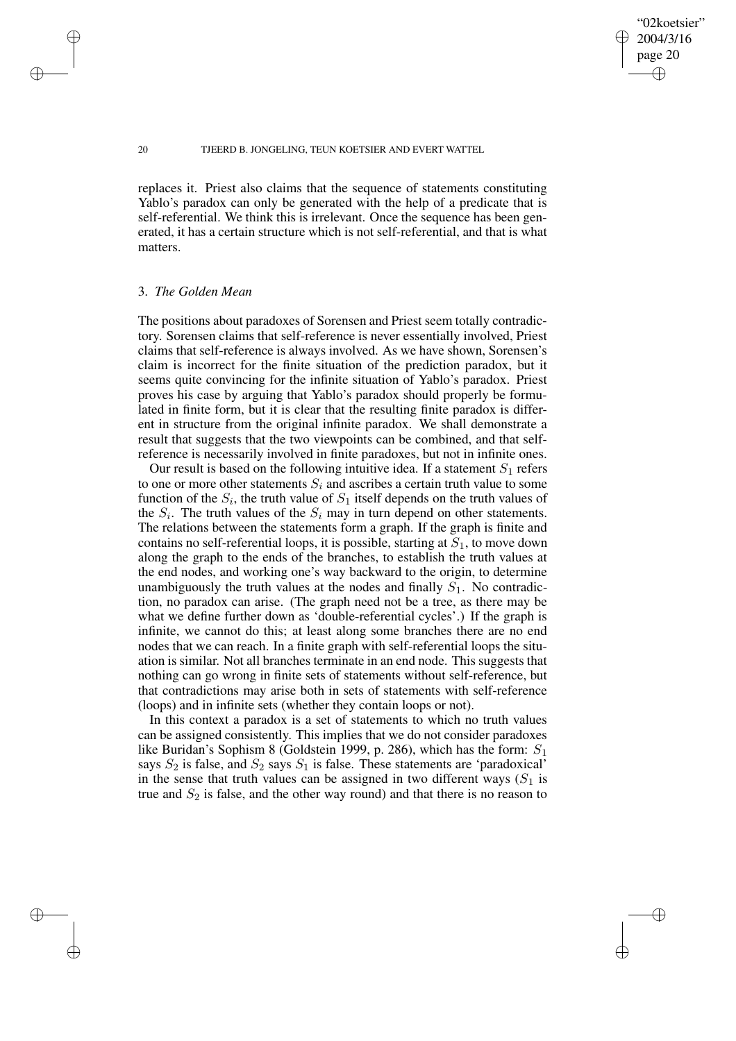replaces it. Priest also claims that the sequence of statements constituting Yablo's paradox can only be generated with the help of a predicate that is self-referential. We think this is irrelevant. Once the sequence has been generated, it has a certain structure which is not self-referential, and that is what matters.

### 3. *The Golden Mean*

The positions about paradoxes of Sorensen and Priest seem totally contradictory. Sorensen claims that self-reference is never essentially involved, Priest claims that self-reference is always involved. As we have shown, Sorensen's claim is incorrect for the finite situation of the prediction paradox, but it seems quite convincing for the infinite situation of Yablo's paradox. Priest proves his case by arguing that Yablo's paradox should properly be formulated in finite form, but it is clear that the resulting finite paradox is different in structure from the original infinite paradox. We shall demonstrate a result that suggests that the two viewpoints can be combined, and that self-reference is necessarily involved in finite paradoxes, but not in infinite ones.

Our result is based on the following intuitive idea. If a statement $S_1$ refers to one or more other statements $S_i$ and ascribes a certain truth value to some function of the $S_i$, the truth value of $S_1$ itself depends on the truth values of the $S_i$. The truth values of the $S_i$ may in turn depend on other statements. The relations between the statements form a graph. If the graph is finite and contains no self-referential loops, it is possible, starting at $S_1$, to move down along the graph to the ends of the branches, to establish the truth values at the end nodes, and working one's way backward to the origin, to determine unambiguously the truth values at the nodes and finally $S_1$. No contradiction, no paradox can arise. (The graph need not be a tree, as there may be what we define further down as 'double-referential cycles'.) If the graph is infinite, we cannot do this; at least along some branches there are no end nodes that we can reach. In a finite graph with self-referential loops the situation is similar. Not all branches terminate in an end node. This suggests that nothing can go wrong in finite sets of statements without self-reference, but that contradictions may arise both in sets of statements with self-reference (loops) and in infinite sets (whether they contain loops or not).

In this context a paradox is a set of statements to which no truth values can be assigned consistently. This implies that we do not consider paradoxes like Buridan's Sophism 8 (Goldstein 1999, p. 286), which has the form: $S_1$ says $S_2$ is false, and $S_2$ says $S_1$ is false. These statements are 'paradoxical' in the sense that truth values can be assigned in two different ways ($S_1$ is true and $S_2$ is false, and the other way round) and that there is no reason to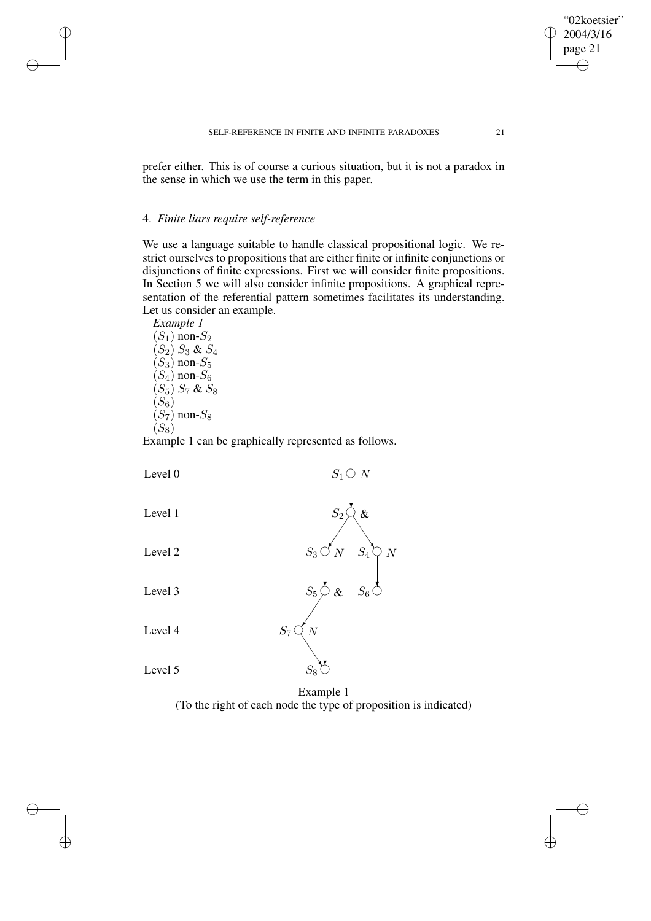prefer either. This is of course a curious situation, but it is not a paradox in the sense in which we use the term in this paper.

## 4. *Finite liars require self-reference*

We use a language suitable to handle classical propositional logic. We restrict ourselves to propositions that are either finite or infinite conjunctions or disjunctions of finite expressions. First we will consider finite propositions. In Section 5 we will also consider infinite propositions. A graphical representation of the referential pattern sometimes facilitates its understanding. Let us consider an example.

*Example 1*

($S_1$) non-$S_2$
($S_2$) $S_3$ & $S_4$
($S_3$) non-$S_5$
($S_4$) non-$S_6$
($S_5$) $S_7$ & $S_8$
($S_6$)
($S_7$) non-$S_8$
($S_8$)

Example 1 can be graphically represented as follows.

| Level | Nodes |
|---|---|
| Level 0 | $S_1$ $N$ |
| Level 1 | $S_2$ & |
| Level 2 | $S_3$ $N$ &nbsp; $S_4$ $N$ |
| Level 3 | $S_5$ & &nbsp; $S_6$ |
| Level 4 | $S_7$ $N$ |
| Level 5 | $S_8$ |

Example 1
(To the right of each node the type of proposition is indicated)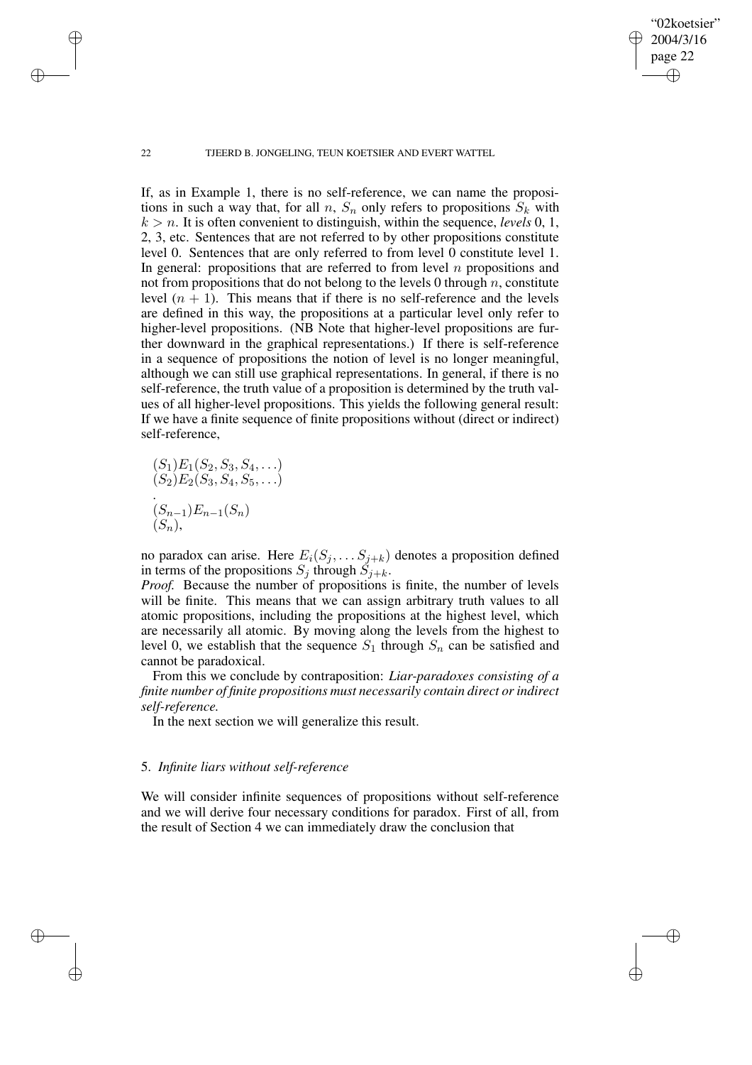If, as in Example 1, there is no self-reference, we can name the propositions in such a way that, for all $n$, $S_n$ only refers to propositions $S_k$ with $k > n$. It is often convenient to distinguish, within the sequence, *levels* 0, 1, 2, 3, etc. Sentences that are not referred to by other propositions constitute level 0. Sentences that are only referred to from level 0 constitute level 1. In general: propositions that are referred to from level $n$ propositions and not from propositions that do not belong to the levels 0 through $n$, constitute level $(n + 1)$. This means that if there is no self-reference and the levels are defined in this way, the propositions at a particular level only refer to higher-level propositions. (NB Note that higher-level propositions are further downward in the graphical representations.) If there is self-reference in a sequence of propositions the notion of level is no longer meaningful, although we can still use graphical representations. In general, if there is no self-reference, the truth value of a proposition is determined by the truth values of all higher-level propositions. This yields the following general result: If we have a finite sequence of finite propositions without (direct or indirect) self-reference,

$(S_1)E_1(S_2, S_3, S_4, \ldots)$
$(S_2)E_2(S_3, S_4, S_5, \ldots)$
.
$(S_{n-1})E_{n-1}(S_n)$
$(S_n)$,

no paradox can arise. Here $E_i(S_j, \ldots S_{j+k})$ denotes a proposition defined in terms of the propositions $S_j$ through $S_{j+k}$.

*Proof.* Because the number of propositions is finite, the number of levels will be finite. This means that we can assign arbitrary truth values to all atomic propositions, including the propositions at the highest level, which are necessarily all atomic. By moving along the levels from the highest to level 0, we establish that the sequence $S_1$ through $S_n$ can be satisfied and cannot be paradoxical.

From this we conclude by contraposition: *Liar-paradoxes consisting of a finite number of finite propositions must necessarily contain direct or indirect self-reference.*

In the next section we will generalize this result.

## 5. *Infinite liars without self-reference*

We will consider infinite sequences of propositions without self-reference and we will derive four necessary conditions for paradox. First of all, from the result of Section 4 we can immediately draw the conclusion that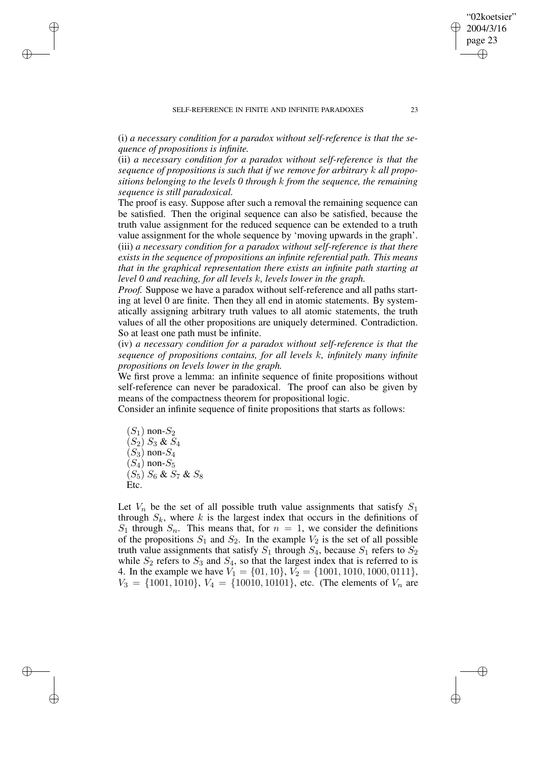(i) *a necessary condition for a paradox without self-reference is that the sequence of propositions is infinite.*

(ii) *a necessary condition for a paradox without self-reference is that the sequence of propositions is such that if we remove for arbitrary $k$ all propositions belonging to the levels 0 through $k$ from the sequence, the remaining sequence is still paradoxical.*

The proof is easy. Suppose after such a removal the remaining sequence can be satisfied. Then the original sequence can also be satisfied, because the truth value assignment for the reduced sequence can be extended to a truth value assignment for the whole sequence by 'moving upwards in the graph'.

(iii) *a necessary condition for a paradox without self-reference is that there exists in the sequence of propositions an infinite referential path. This means that in the graphical representation there exists an infinite path starting at level 0 and reaching, for all levels $k$, levels lower in the graph.*

*Proof.* Suppose we have a paradox without self-reference and all paths starting at level 0 are finite. Then they all end in atomic statements. By systematically assigning arbitrary truth values to all atomic statements, the truth values of all the other propositions are uniquely determined. Contradiction. So at least one path must be infinite.

(iv) *a necessary condition for a paradox without self-reference is that the sequence of propositions contains, for all levels $k$, infinitely many infinite propositions on levels lower in the graph.*

We first prove a lemma: an infinite sequence of finite propositions without self-reference can never be paradoxical. The proof can also be given by means of the compactness theorem for propositional logic.

Consider an infinite sequence of finite propositions that starts as follows:

($S_1$) non-$S_2$
($S_2$) $S_3$ & $S_4$
($S_3$) non-$S_4$
($S_4$) non-$S_5$
($S_5$) $S_6$ & $S_7$ & $S_8$
Etc.

Let $V_n$ be the set of all possible truth value assignments that satisfy $S_1$ through $S_k$, where $k$ is the largest index that occurs in the definitions of $S_1$ through $S_n$. This means that, for $n = 1$, we consider the definitions of the propositions $S_1$ and $S_2$. In the example $V_2$ is the set of all possible truth value assignments that satisfy $S_1$ through $S_4$, because $S_1$ refers to $S_2$ while $S_2$ refers to $S_3$ and $S_4$, so that the largest index that is referred to is 4. In the example we have $V_1 = \{01, 10\}$, $V_2 = \{1001, 1010, 1000, 0111\}$, $V_3 = \{1001, 1010\}$, $V_4 = \{10010, 10101\}$, etc. (The elements of $V_n$ are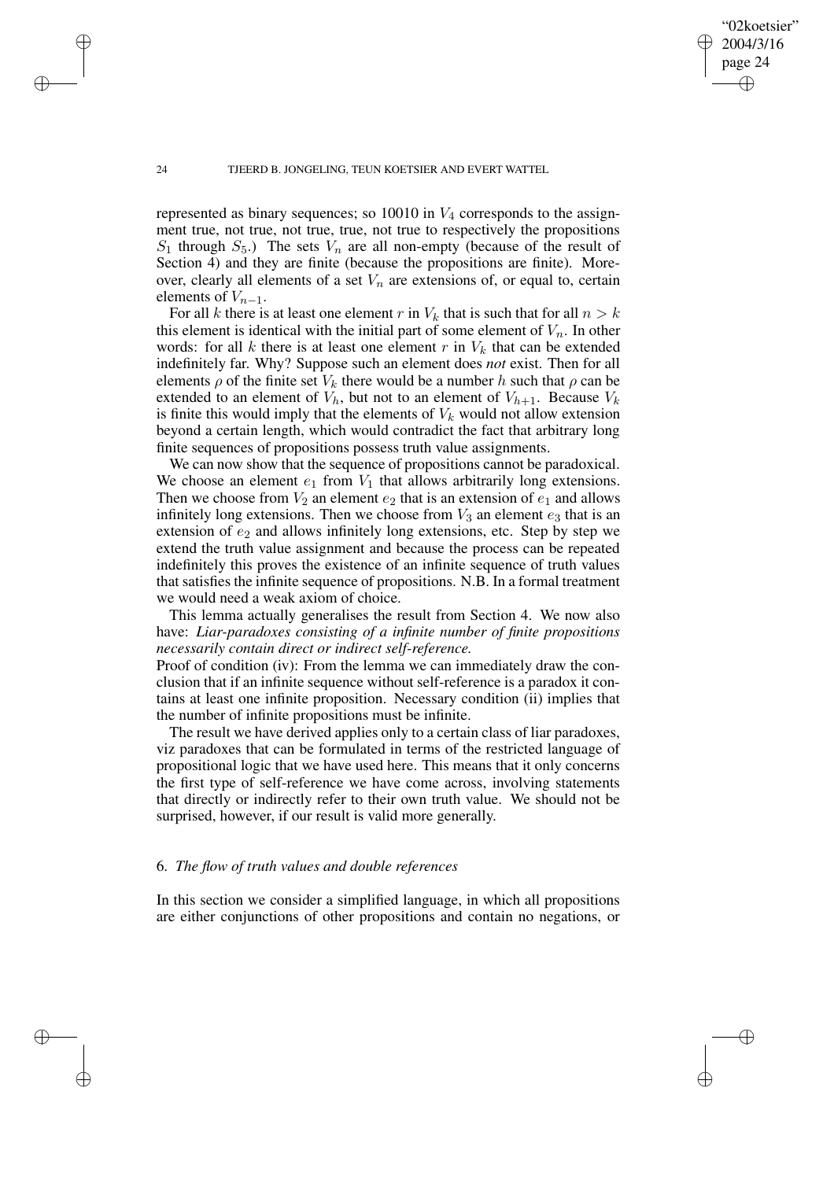represented as binary sequences; so 10010 in $V_4$ corresponds to the assignment true, not true, not true, true, not true to respectively the propositions $S_1$ through $S_5$.) The sets $V_n$ are all non-empty (because of the result of Section 4) and they are finite (because the propositions are finite). Moreover, clearly all elements of a set $V_n$ are extensions of, or equal to, certain elements of $V_{n-1}$.

For all $k$ there is at least one element $r$ in $V_k$ that is such that for all $n > k$ this element is identical with the initial part of some element of $V_n$. In other words: for all $k$ there is at least one element $r$ in $V_k$ that can be extended indefinitely far. Why? Suppose such an element does *not* exist. Then for all elements $\rho$ of the finite set $V_k$ there would be a number $h$ such that $\rho$ can be extended to an element of $V_h$, but not to an element of $V_{h+1}$. Because $V_k$ is finite this would imply that the elements of $V_k$ would not allow extension beyond a certain length, which would contradict the fact that arbitrary long finite sequences of propositions possess truth value assignments.

We can now show that the sequence of propositions cannot be paradoxical. We choose an element $e_1$ from $V_1$ that allows arbitrarily long extensions. Then we choose from $V_2$ an element $e_2$ that is an extension of $e_1$ and allows infinitely long extensions. Then we choose from $V_3$ an element $e_3$ that is an extension of $e_2$ and allows infinitely long extensions, etc. Step by step we extend the truth value assignment and because the process can be repeated indefinitely this proves the existence of an infinite sequence of truth values that satisfies the infinite sequence of propositions. N.B. In a formal treatment we would need a weak axiom of choice.

This lemma actually generalises the result from Section 4. We now also have: *Liar-paradoxes consisting of a infinite number of finite propositions necessarily contain direct or indirect self-reference.*

Proof of condition (iv): From the lemma we can immediately draw the conclusion that if an infinite sequence without self-reference is a paradox it contains at least one infinite proposition. Necessary condition (ii) implies that the number of infinite propositions must be infinite.

The result we have derived applies only to a certain class of liar paradoxes, viz paradoxes that can be formulated in terms of the restricted language of propositional logic that we have used here. This means that it only concerns the first type of self-reference we have come across, involving statements that directly or indirectly refer to their own truth value. We should not be surprised, however, if our result is valid more generally.

## 6. *The flow of truth values and double references*

In this section we consider a simplified language, in which all propositions are either conjunctions of other propositions and contain no negations, or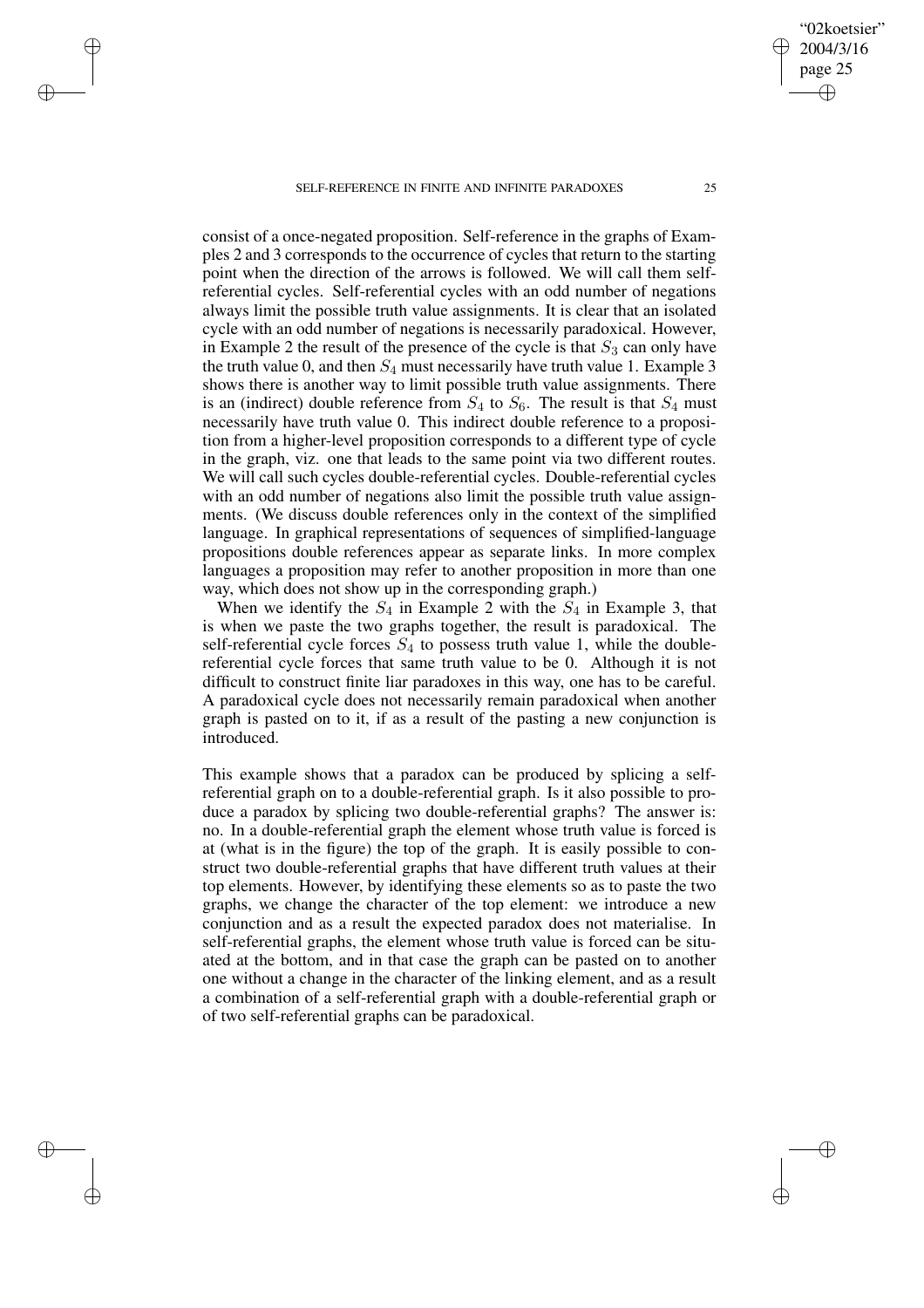consist of a once-negated proposition. Self-reference in the graphs of Examples 2 and 3 corresponds to the occurrence of cycles that return to the starting point when the direction of the arrows is followed. We will call them self-referential cycles. Self-referential cycles with an odd number of negations always limit the possible truth value assignments. It is clear that an isolated cycle with an odd number of negations is necessarily paradoxical. However, in Example 2 the result of the presence of the cycle is that $S_3$ can only have the truth value 0, and then $S_4$ must necessarily have truth value 1. Example 3 shows there is another way to limit possible truth value assignments. There is an (indirect) double reference from $S_4$ to $S_6$. The result is that $S_4$ must necessarily have truth value 0. This indirect double reference to a proposition from a higher-level proposition corresponds to a different type of cycle in the graph, viz. one that leads to the same point via two different routes. We will call such cycles double-referential cycles. Double-referential cycles with an odd number of negations also limit the possible truth value assignments. (We discuss double references only in the context of the simplified language. In graphical representations of sequences of simplified-language propositions double references appear as separate links. In more complex languages a proposition may refer to another proposition in more than one way, which does not show up in the corresponding graph.)

When we identify the $S_4$ in Example 2 with the $S_4$ in Example 3, that is when we paste the two graphs together, the result is paradoxical. The self-referential cycle forces $S_4$ to possess truth value 1, while the double-referential cycle forces that same truth value to be 0. Although it is not difficult to construct finite liar paradoxes in this way, one has to be careful. A paradoxical cycle does not necessarily remain paradoxical when another graph is pasted on to it, if as a result of the pasting a new conjunction is introduced.

This example shows that a paradox can be produced by splicing a self-referential graph on to a double-referential graph. Is it also possible to produce a paradox by splicing two double-referential graphs? The answer is: no. In a double-referential graph the element whose truth value is forced is at (what is in the figure) the top of the graph. It is easily possible to construct two double-referential graphs that have different truth values at their top elements. However, by identifying these elements so as to paste the two graphs, we change the character of the top element: we introduce a new conjunction and as a result the expected paradox does not materialise. In self-referential graphs, the element whose truth value is forced can be situated at the bottom, and in that case the graph can be pasted on to another one without a change in the character of the linking element, and as a result a combination of a self-referential graph with a double-referential graph or of two self-referential graphs can be paradoxical.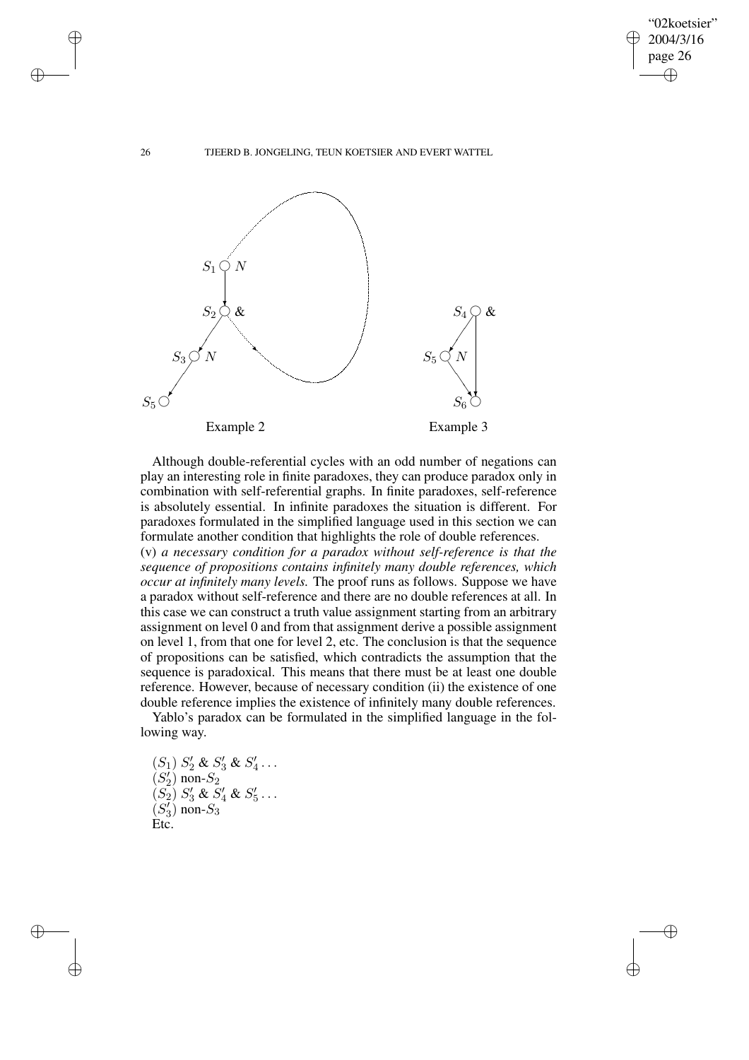Example 2

Example 3

Although double-referential cycles with an odd number of negations can play an interesting role in finite paradoxes, they can produce paradox only in combination with self-referential graphs. In finite paradoxes, self-reference is absolutely essential. In infinite paradoxes the situation is different. For paradoxes formulated in the simplified language used in this section we can formulate another condition that highlights the role of double references.

(v) *a necessary condition for a paradox without self-reference is that the sequence of propositions contains infinitely many double references, which occur at infinitely many levels.* The proof runs as follows. Suppose we have a paradox without self-reference and there are no double references at all. In this case we can construct a truth value assignment starting from an arbitrary assignment on level 0 and from that assignment derive a possible assignment on level 1, from that one for level 2, etc. The conclusion is that the sequence of propositions can be satisfied, which contradicts the assumption that the sequence is paradoxical. This means that there must be at least one double reference. However, because of necessary condition (ii) the existence of one double reference implies the existence of infinitely many double references.

Yablo's paradox can be formulated in the simplified language in the following way.

($S_1$) $S'_2$ & $S'_3$ & $S'_4 \ldots$
($S'_2$) non-$S_2$
($S_2$) $S'_3$ & $S'_4$ & $S'_5 \ldots$
($S'_3$) non-$S_3$
Etc.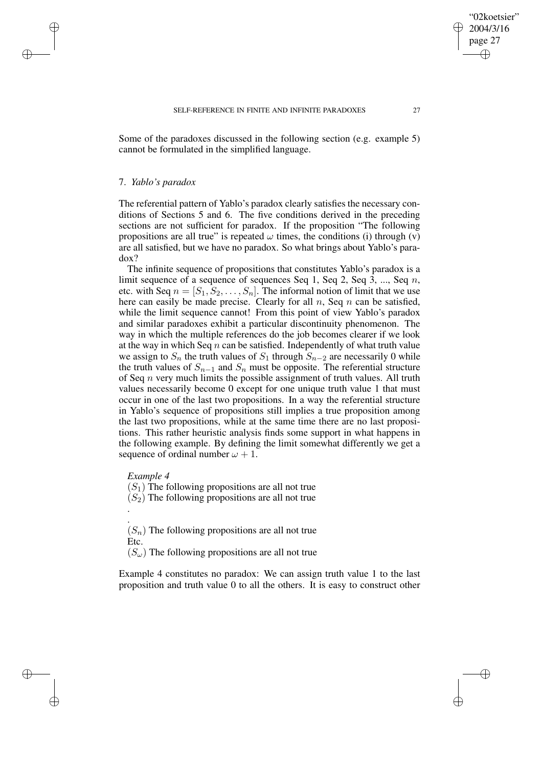Some of the paradoxes discussed in the following section (e.g. example 5) cannot be formulated in the simplified language.

## 7. *Yablo's paradox*

The referential pattern of Yablo's paradox clearly satisfies the necessary conditions of Sections 5 and 6. The five conditions derived in the preceding sections are not sufficient for paradox. If the proposition "The following propositions are all true" is repeated $\omega$ times, the conditions (i) through (v) are all satisfied, but we have no paradox. So what brings about Yablo's paradox?

The infinite sequence of propositions that constitutes Yablo's paradox is a limit sequence of a sequence of sequences Seq 1, Seq 2, Seq 3, ..., Seq $n$, etc. with Seq $n = [S_1, S_2, \ldots, S_n]$. The informal notion of limit that we use here can easily be made precise. Clearly for all $n$, Seq $n$ can be satisfied, while the limit sequence cannot! From this point of view Yablo's paradox and similar paradoxes exhibit a particular discontinuity phenomenon. The way in which the multiple references do the job becomes clearer if we look at the way in which Seq $n$ can be satisfied. Independently of what truth value we assign to $S_n$ the truth values of $S_1$ through $S_{n-2}$ are necessarily 0 while the truth values of $S_{n-1}$ and $S_n$ must be opposite. The referential structure of Seq $n$ very much limits the possible assignment of truth values. All truth values necessarily become 0 except for one unique truth value 1 that must occur in one of the last two propositions. In a way the referential structure in Yablo's sequence of propositions still implies a true proposition among the last two propositions, while at the same time there are no last propositions. This rather heuristic analysis finds some support in what happens in the following example. By defining the limit somewhat differently we get a sequence of ordinal number $\omega + 1$.

*Example 4*

($S_1$) The following propositions are all not true
($S_2$) The following propositions are all not true
.
.
($S_n$) The following propositions are all not true
Etc.
($S_\omega$) The following propositions are all not true

Example 4 constitutes no paradox: We can assign truth value 1 to the last proposition and truth value 0 to all the others. It is easy to construct other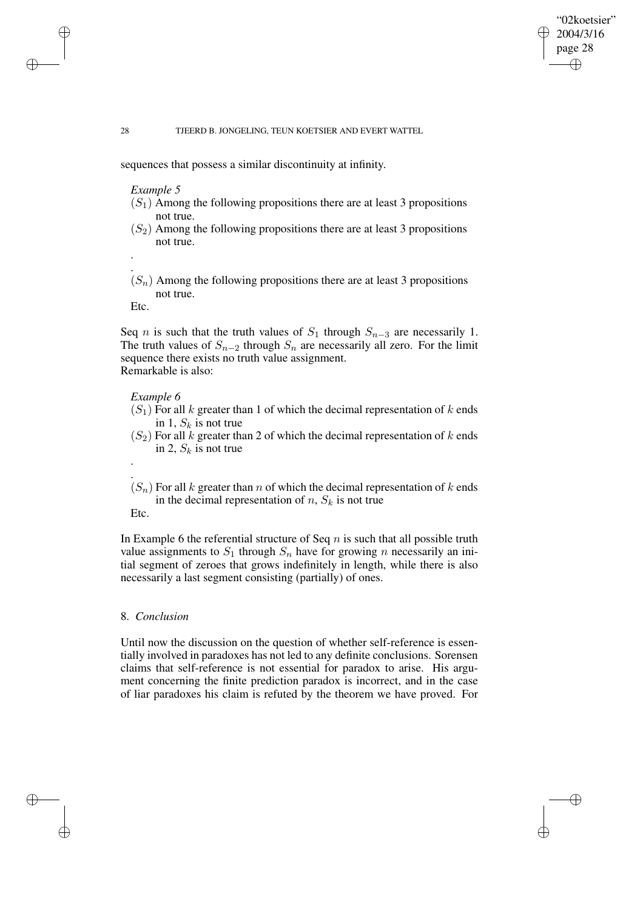sequences that possess a similar discontinuity at infinity.

*Example 5*

($S_1$) Among the following propositions there are at least 3 propositions not true.

($S_2$) Among the following propositions there are at least 3 propositions not true.

.
.

($S_n$) Among the following propositions there are at least 3 propositions not true.

Etc.

Seq $n$ is such that the truth values of $S_1$ through $S_{n-3}$ are necessarily 1. The truth values of $S_{n-2}$ through $S_n$ are necessarily all zero. For the limit sequence there exists no truth value assignment.
Remarkable is also:

*Example 6*

($S_1$) For all $k$ greater than 1 of which the decimal representation of $k$ ends in 1, $S_k$ is not true

($S_2$) For all $k$ greater than 2 of which the decimal representation of $k$ ends in 2, $S_k$ is not true

.
.

($S_n$) For all $k$ greater than $n$ of which the decimal representation of $k$ ends in the decimal representation of $n$, $S_k$ is not true

Etc.

In Example 6 the referential structure of Seq $n$ is such that all possible truth value assignments to $S_1$ through $S_n$ have for growing $n$ necessarily an initial segment of zeroes that grows indefinitely in length, while there is also necessarily a last segment consisting (partially) of ones.

## 8. *Conclusion*

Until now the discussion on the question of whether self-reference is essentially involved in paradoxes has not led to any definite conclusions. Sorensen claims that self-reference is not essential for paradox to arise. His argument concerning the finite prediction paradox is incorrect, and in the case of liar paradoxes his claim is refuted by the theorem we have proved. For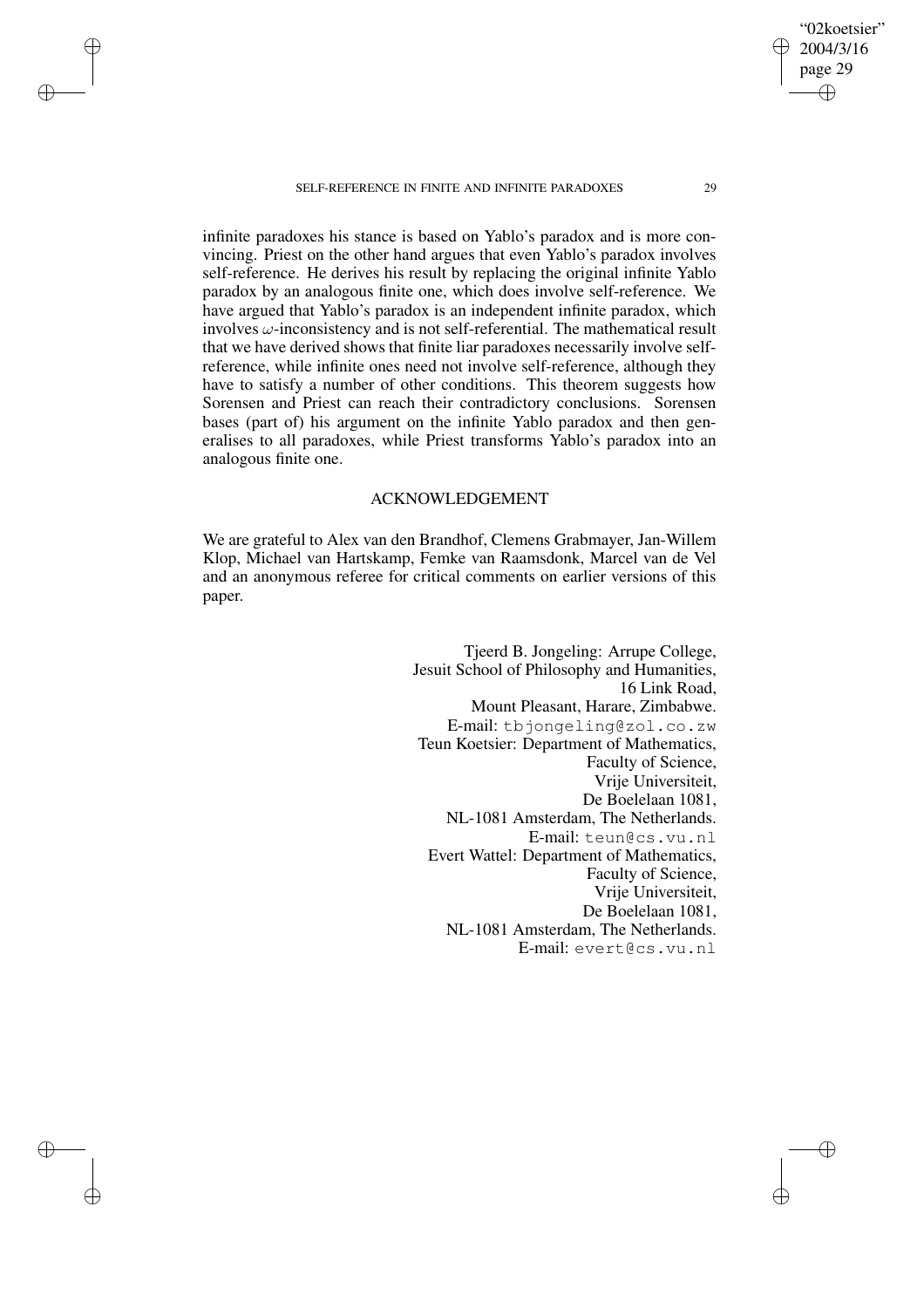infinite paradoxes his stance is based on Yablo's paradox and is more convincing. Priest on the other hand argues that even Yablo's paradox involves self-reference. He derives his result by replacing the original infinite Yablo paradox by an analogous finite one, which does involve self-reference. We have argued that Yablo's paradox is an independent infinite paradox, which involves $\omega$-inconsistency and is not self-referential. The mathematical result that we have derived shows that finite liar paradoxes necessarily involve self-reference, while infinite ones need not involve self-reference, although they have to satisfy a number of other conditions. This theorem suggests how Sorensen and Priest can reach their contradictory conclusions. Sorensen bases (part of) his argument on the infinite Yablo paradox and then generalises to all paradoxes, while Priest transforms Yablo's paradox into an analogous finite one.

## ACKNOWLEDGEMENT

We are grateful to Alex van den Brandhof, Clemens Grabmayer, Jan-Willem Klop, Michael van Hartskamp, Femke van Raamsdonk, Marcel van de Vel and an anonymous referee for critical comments on earlier versions of this paper.

Tjeerd B. Jongeling: Arrupe College,
Jesuit School of Philosophy and Humanities,
16 Link Road,
Mount Pleasant, Harare, Zimbabwe.
E-mail: tbjongeling@zol.co.zw

Teun Koetsier: Department of Mathematics,
Faculty of Science,
Vrije Universiteit,
De Boelelaan 1081,
NL-1081 Amsterdam, The Netherlands.
E-mail: teun@cs.vu.nl

Evert Wattel: Department of Mathematics,
Faculty of Science,
Vrije Universiteit,
De Boelelaan 1081,
NL-1081 Amsterdam, The Netherlands.
E-mail: evert@cs.vu.nl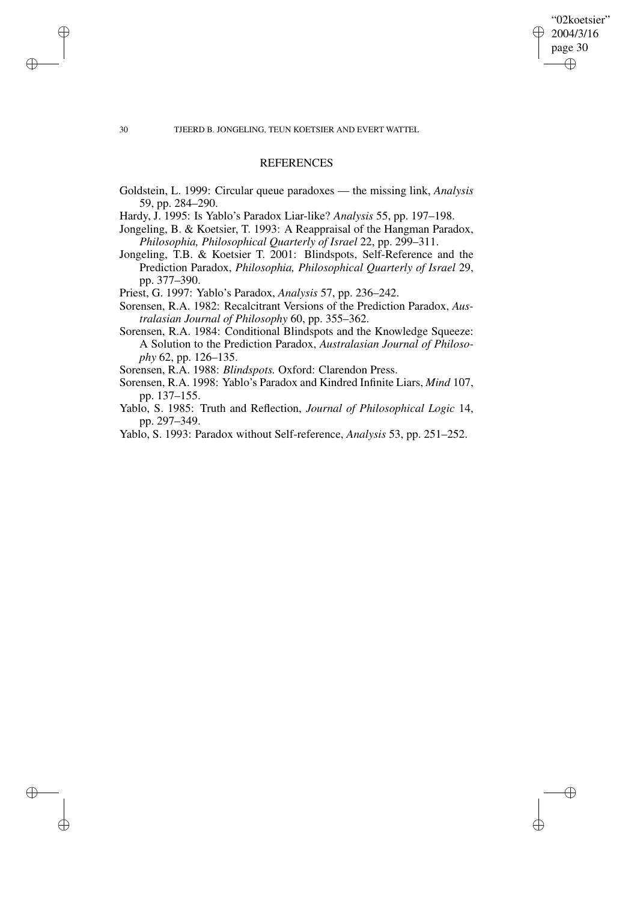## REFERENCES

Goldstein, L. 1999: Circular queue paradoxes — the missing link, *Analysis* 59, pp. 284–290.

Hardy, J. 1995: Is Yablo's Paradox Liar-like? *Analysis* 55, pp. 197–198.

Jongeling, B. & Koetsier, T. 1993: A Reappraisal of the Hangman Paradox, *Philosophia, Philosophical Quarterly of Israel* 22, pp. 299–311.

Jongeling, T.B. & Koetsier T. 2001: Blindspots, Self-Reference and the Prediction Paradox, *Philosophia, Philosophical Quarterly of Israel* 29, pp. 377–390.

Priest, G. 1997: Yablo's Paradox, *Analysis* 57, pp. 236–242.

Sorensen, R.A. 1982: Recalcitrant Versions of the Prediction Paradox, *Australasian Journal of Philosophy* 60, pp. 355–362.

Sorensen, R.A. 1984: Conditional Blindspots and the Knowledge Squeeze: A Solution to the Prediction Paradox, *Australasian Journal of Philosophy* 62, pp. 126–135.

Sorensen, R.A. 1988: *Blindspots.* Oxford: Clarendon Press.

Sorensen, R.A. 1998: Yablo's Paradox and Kindred Infinite Liars, *Mind* 107, pp. 137–155.

Yablo, S. 1985: Truth and Reflection, *Journal of Philosophical Logic* 14, pp. 297–349.

Yablo, S. 1993: Paradox without Self-reference, *Analysis* 53, pp. 251–252.